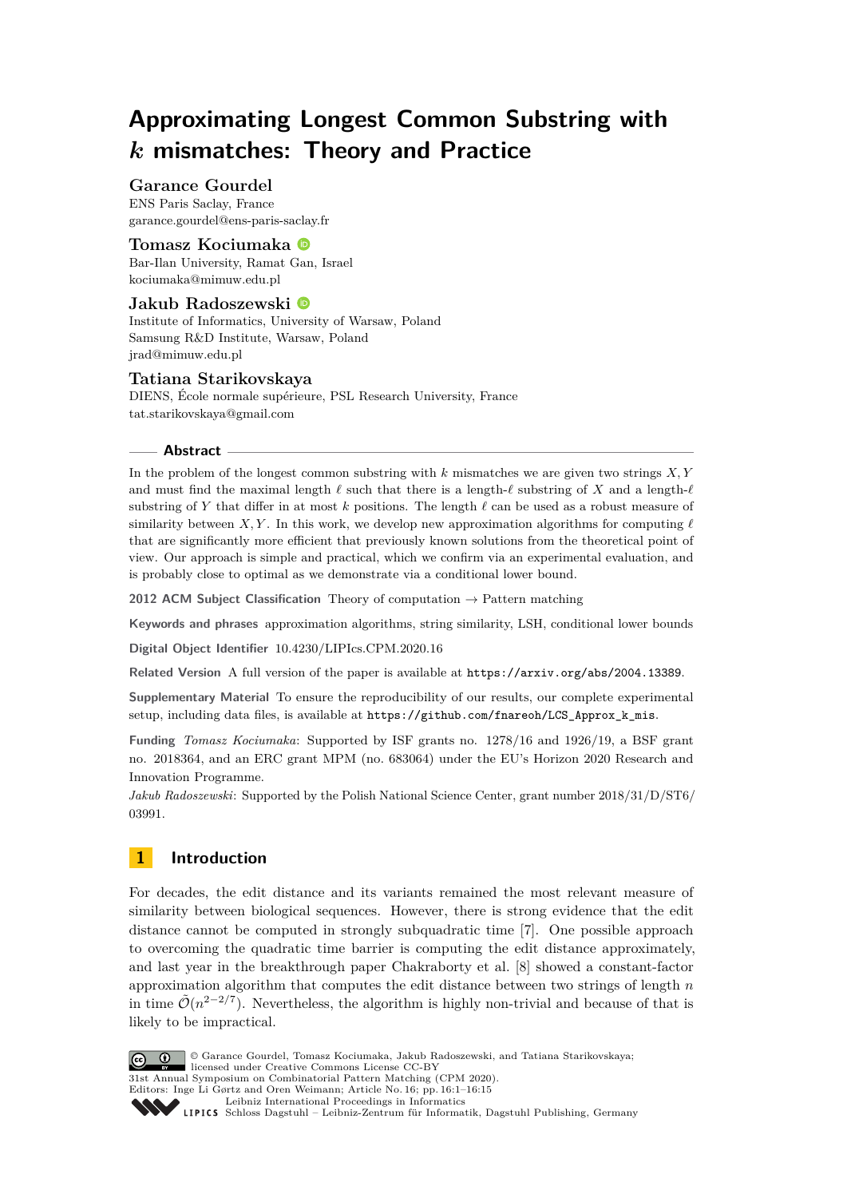# Approximating Longest Common Substring with $k$ mismatches: Theory and Practice

**Garance Gourdel**
ENS Paris Saclay, France
garance.gourdel@ens-paris-saclay.fr

**Tomasz Kociumaka**
Bar-Ilan University, Ramat Gan, Israel
kociumaka@mimuw.edu.pl

**Jakub Radoszewski**
Institute of Informatics, University of Warsaw, Poland
Samsung R&D Institute, Warsaw, Poland
jrad@mimuw.edu.pl

**Tatiana Starikovskaya**
DIENS, École normale supérieure, PSL Research University, France
tat.starikovskaya@gmail.com

## Abstract

In the problem of the longest common substring with $k$ mismatches we are given two strings $X, Y$ and must find the maximal length $\ell$ such that there is a length-$\ell$ substring of $X$ and a length-$\ell$ substring of $Y$ that differ in at most $k$ positions. The length $\ell$ can be used as a robust measure of similarity between $X, Y$. In this work, we develop new approximation algorithms for computing $\ell$ that are significantly more efficient that previously known solutions from the theoretical point of view. Our approach is simple and practical, which we confirm via an experimental evaluation, and is probably close to optimal as we demonstrate via a conditional lower bound.

**2012 ACM Subject Classification** Theory of computation → Pattern matching

**Keywords and phrases** approximation algorithms, string similarity, LSH, conditional lower bounds

**Digital Object Identifier** 10.4230/LIPIcs.CPM.2020.16

**Related Version** A full version of the paper is available at https://arxiv.org/abs/2004.13389.

**Supplementary Material** To ensure the reproducibility of our results, our complete experimental setup, including data files, is available at https://github.com/fnareoh/LCS_Approx_k_mis.

**Funding** *Tomasz Kociumaka*: Supported by ISF grants no. 1278/16 and 1926/19, a BSF grant no. 2018364, and an ERC grant MPM (no. 683064) under the EU's Horizon 2020 Research and Innovation Programme.
*Jakub Radoszewski*: Supported by the Polish National Science Center, grant number 2018/31/D/ST6/03991.

## 1 Introduction

For decades, the edit distance and its variants remained the most relevant measure of similarity between biological sequences. However, there is strong evidence that the edit distance cannot be computed in strongly subquadratic time [7]. One possible approach to overcoming the quadratic time barrier is computing the edit distance approximately, and last year in the breakthrough paper Chakraborty et al. [8] showed a constant-factor approximation algorithm that computes the edit distance between two strings of length $n$ in time $\tilde{\mathcal{O}}(n^{2-2/7})$. Nevertheless, the algorithm is highly non-trivial and because of that is likely to be impractical.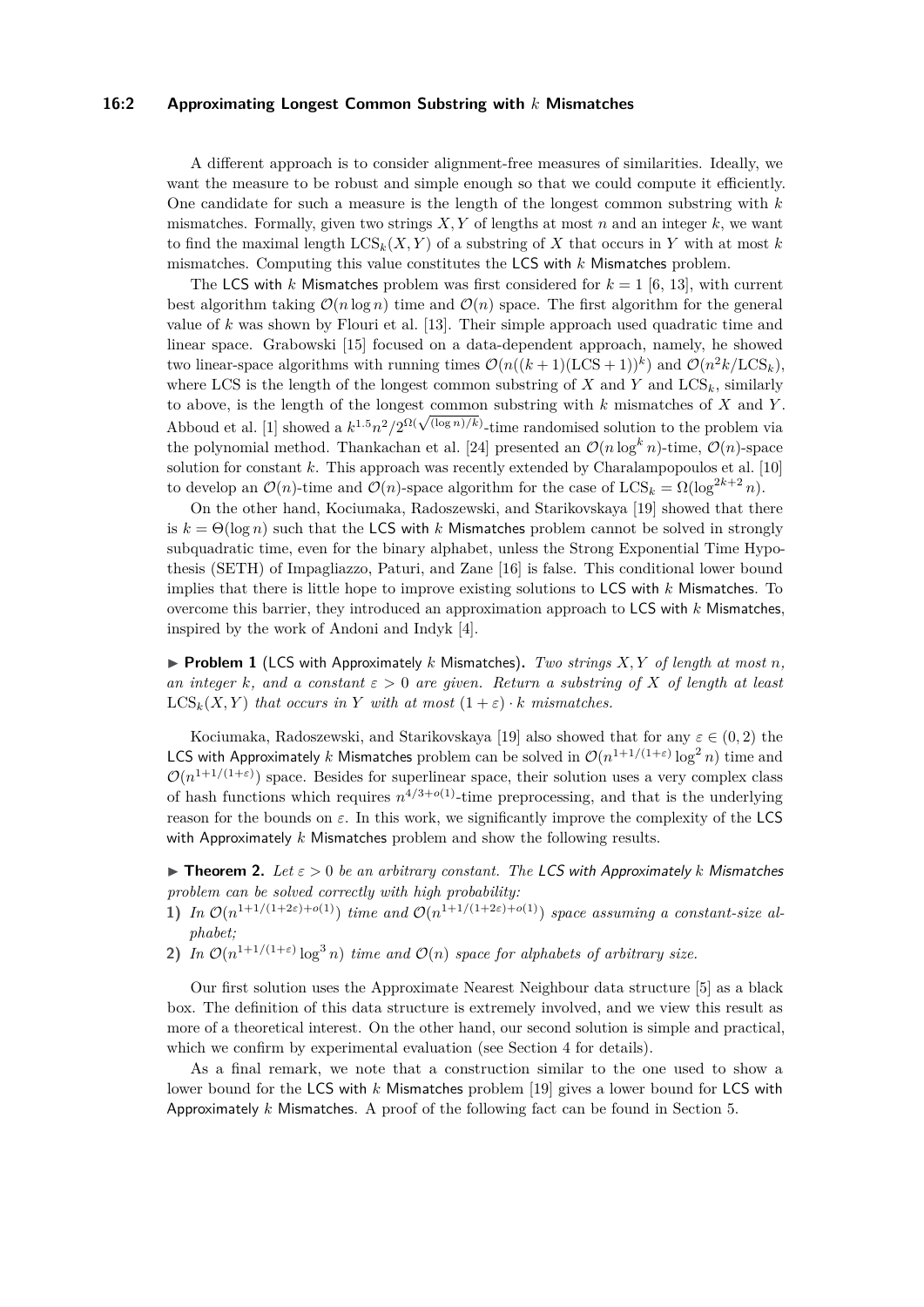A different approach is to consider alignment-free measures of similarities. Ideally, we want the measure to be robust and simple enough so that we could compute it efficiently. One candidate for such a measure is the length of the longest common substring with $k$ mismatches. Formally, given two strings $X, Y$ of lengths at most $n$ and an integer $k$, we want to find the maximal length $\mathrm{LCS}_k(X, Y)$ of a substring of $X$ that occurs in $Y$ with at most $k$ mismatches. Computing this value constitutes the LCS with $k$ Mismatches problem.

The LCS with $k$ Mismatches problem was first considered for $k = 1$ [6, 13], with current best algorithm taking $\mathcal{O}(n \log n)$ time and $\mathcal{O}(n)$ space. The first algorithm for the general value of $k$ was shown by Flouri et al. [13]. Their simple approach used quadratic time and linear space. Grabowski [15] focused on a data-dependent approach, namely, he showed two linear-space algorithms with running times $\mathcal{O}(n((k+1)(\mathrm{LCS}+1))^k)$ and $\mathcal{O}(n^2 k/\mathrm{LCS}_k)$, where LCS is the length of the longest common substring of $X$ and $Y$ and $\mathrm{LCS}_k$, similarly to above, is the length of the longest common substring with $k$ mismatches of $X$ and $Y$. Abboud et al. [1] showed a $k^{1.5} n^2 / 2^{\Omega(\sqrt{(\log n)/k})}$-time randomised solution to the problem via the polynomial method. Thankachan et al. [24] presented an $\mathcal{O}(n \log^k n)$-time, $\mathcal{O}(n)$-space solution for constant $k$. This approach was recently extended by Charalampopoulos et al. [10] to develop an $\mathcal{O}(n)$-time and $\mathcal{O}(n)$-space algorithm for the case of $\mathrm{LCS}_k = \Omega(\log^{2k+2} n)$.

On the other hand, Kociumaka, Radoszewski, and Starikovskaya [19] showed that there is $k = \Theta(\log n)$ such that the LCS with $k$ Mismatches problem cannot be solved in strongly subquadratic time, even for the binary alphabet, unless the Strong Exponential Time Hypothesis (SETH) of Impagliazzo, Paturi, and Zane [16] is false. This conditional lower bound implies that there is little hope to improve existing solutions to LCS with $k$ Mismatches. To overcome this barrier, they introduced an approximation approach to LCS with $k$ Mismatches, inspired by the work of Andoni and Indyk [4].

▶ **Problem 1** (LCS with Approximately $k$ Mismatches)**.** *Two strings $X, Y$ of length at most $n$, an integer $k$, and a constant $\varepsilon > 0$ are given. Return a substring of $X$ of length at least $\mathrm{LCS}_k(X, Y)$ that occurs in $Y$ with at most $(1+\varepsilon) \cdot k$ mismatches.*

Kociumaka, Radoszewski, and Starikovskaya [19] also showed that for any $\varepsilon \in (0, 2)$ the LCS with Approximately $k$ Mismatches problem can be solved in $\mathcal{O}(n^{1+1/(1+\varepsilon)} \log^2 n)$ time and $\mathcal{O}(n^{1+1/(1+\varepsilon)})$ space. Besides for superlinear space, their solution uses a very complex class of hash functions which requires $n^{4/3+o(1)}$-time preprocessing, and that is the underlying reason for the bounds on $\varepsilon$. In this work, we significantly improve the complexity of the LCS with Approximately $k$ Mismatches problem and show the following results.

▶ **Theorem 2.** *Let $\varepsilon > 0$ be an arbitrary constant. The LCS with Approximately $k$ Mismatches problem can be solved correctly with high probability:*

1) *In $\mathcal{O}(n^{1+1/(1+2\varepsilon)+o(1)})$ time and $\mathcal{O}(n^{1+1/(1+2\varepsilon)+o(1)})$ space assuming a constant-size alphabet;*
2) *In $\mathcal{O}(n^{1+1/(1+\varepsilon)} \log^3 n)$ time and $\mathcal{O}(n)$ space for alphabets of arbitrary size.*

Our first solution uses the Approximate Nearest Neighbour data structure [5] as a black box. The definition of this data structure is extremely involved, and we view this result as more of a theoretical interest. On the other hand, our second solution is simple and practical, which we confirm by experimental evaluation (see Section 4 for details).

As a final remark, we note that a construction similar to the one used to show a lower bound for the LCS with $k$ Mismatches problem [19] gives a lower bound for LCS with Approximately $k$ Mismatches. A proof of the following fact can be found in Section 5.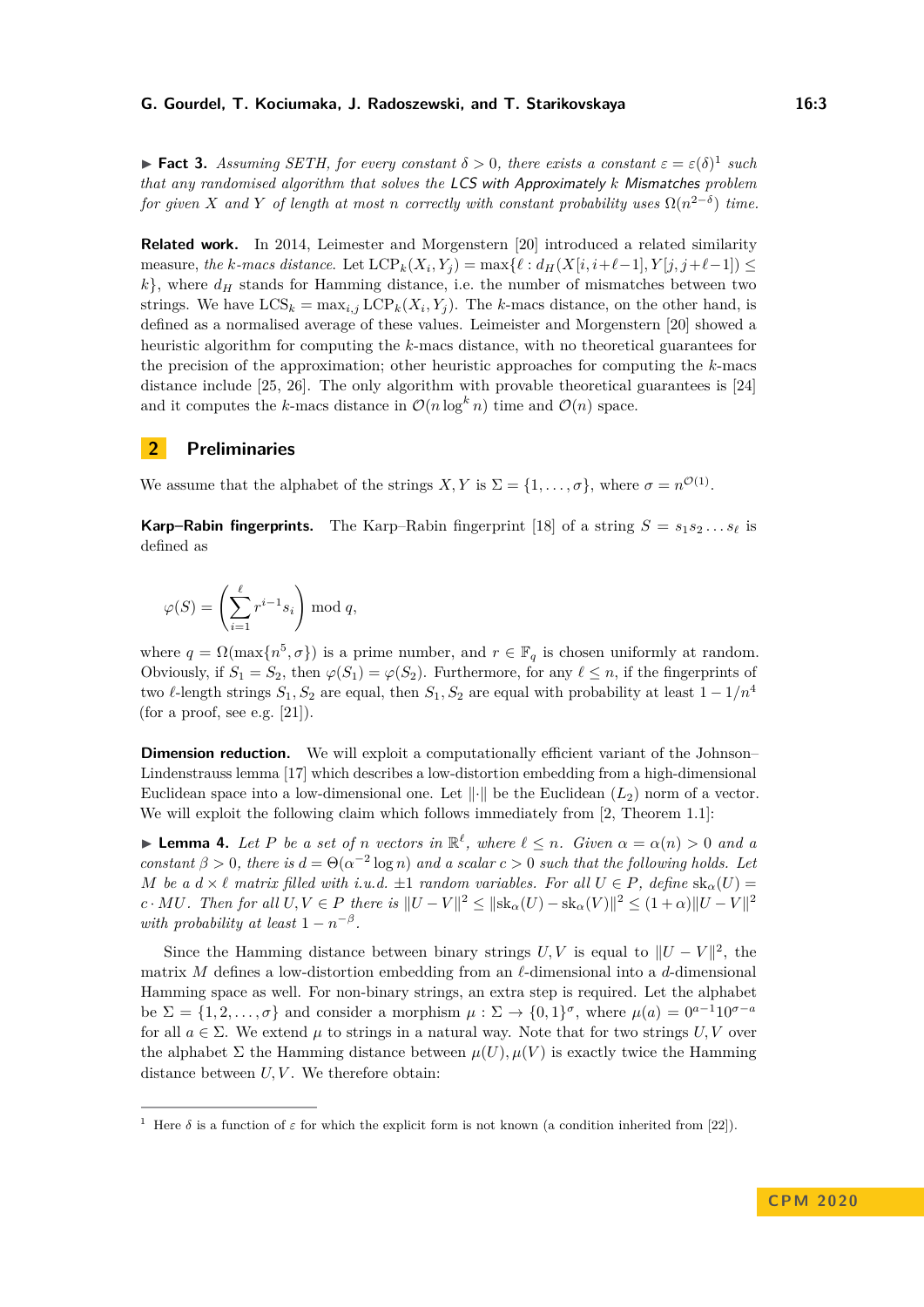▶ **Fact 3.** *Assuming SETH, for every constant $\delta > 0$, there exists a constant $\varepsilon = \varepsilon(\delta)$*[1] *such that any randomised algorithm that solves the* LCS with Approximately $k$ Mismatches *problem for given $X$ and $Y$ of length at most $n$ correctly with constant probability uses $\Omega(n^{2-\delta})$ time.*

**Related work.** In 2014, Leimester and Morgenstern [20] introduced a related similarity measure, *the $k$-macs distance.* Let $\text{LCP}_k(X_i, Y_j) = \max\{\ell : d_H(X[i, i+\ell-1], Y[j, j+\ell-1]) \leq k\}$, where $d_H$ stands for Hamming distance, i.e. the number of mismatches between two strings. We have $\text{LCS}_k = \max_{i,j} \text{LCP}_k(X_i, Y_j)$. The $k$-macs distance, on the other hand, is defined as a normalised average of these values. Leimeister and Morgenstern [20] showed a heuristic algorithm for computing the $k$-macs distance, with no theoretical guarantees for the precision of the approximation; other heuristic approaches for computing the $k$-macs distance include [25, 26]. The only algorithm with provable theoretical guarantees is [24] and it computes the $k$-macs distance in $\mathcal{O}(n \log^k n)$ time and $\mathcal{O}(n)$ space.

## 2 Preliminaries

We assume that the alphabet of the strings $X, Y$ is $\Sigma = \{1, \ldots, \sigma\}$, where $\sigma = n^{\mathcal{O}(1)}$.

**Karp–Rabin fingerprints.** The Karp–Rabin fingerprint [18] of a string $S = s_1 s_2 \ldots s_\ell$ is defined as

$$\varphi(S) = \left(\sum_{i=1}^{\ell} r^{i-1} s_i\right) \bmod q,$$

where $q = \Omega(\max\{n^5, \sigma\})$ is a prime number, and $r \in \mathbb{F}_q$ is chosen uniformly at random. Obviously, if $S_1 = S_2$, then $\varphi(S_1) = \varphi(S_2)$. Furthermore, for any $\ell \leq n$, if the fingerprints of two $\ell$-length strings $S_1, S_2$ are equal, then $S_1, S_2$ are equal with probability at least $1 - 1/n^4$ (for a proof, see e.g. [21]).

**Dimension reduction.** We will exploit a computationally efficient variant of the Johnson–Lindenstrauss lemma [17] which describes a low-distortion embedding from a high-dimensional Euclidean space into a low-dimensional one. Let $\|\cdot\|$ be the Euclidean ($L_2$) norm of a vector. We will exploit the following claim which follows immediately from [2, Theorem 1.1]:

▶ **Lemma 4.** *Let $P$ be a set of $n$ vectors in $\mathbb{R}^\ell$, where $\ell \leq n$. Given $\alpha = \alpha(n) > 0$ and a constant $\beta > 0$, there is $d = \Theta(\alpha^{-2} \log n)$ and a scalar $c > 0$ such that the following holds. Let $M$ be a $d \times \ell$ matrix filled with i.u.d. $\pm 1$ random variables. For all $U \in P$, define $\text{sk}_\alpha(U) = c \cdot MU$. Then for all $U, V \in P$ there is $\|U - V\|^2 \leq \|\text{sk}_\alpha(U) - \text{sk}_\alpha(V)\|^2 \leq (1+\alpha)\|U - V\|^2$ with probability at least $1 - n^{-\beta}$.*

Since the Hamming distance between binary strings $U, V$ is equal to $\|U - V\|^2$, the matrix $M$ defines a low-distortion embedding from an $\ell$-dimensional into a $d$-dimensional Hamming space as well. For non-binary strings, an extra step is required. Let the alphabet be $\Sigma = \{1, 2, \ldots, \sigma\}$ and consider a morphism $\mu : \Sigma \to \{0, 1\}^\sigma$, where $\mu(a) = 0^{a-1} 1 0^{\sigma - a}$ for all $a \in \Sigma$. We extend $\mu$ to strings in a natural way. Note that for two strings $U, V$ over the alphabet $\Sigma$ the Hamming distance between $\mu(U), \mu(V)$ is exactly twice the Hamming distance between $U, V$. We therefore obtain:

[1] Here $\delta$ is a function of $\varepsilon$ for which the explicit form is not known (a condition inherited from [22]).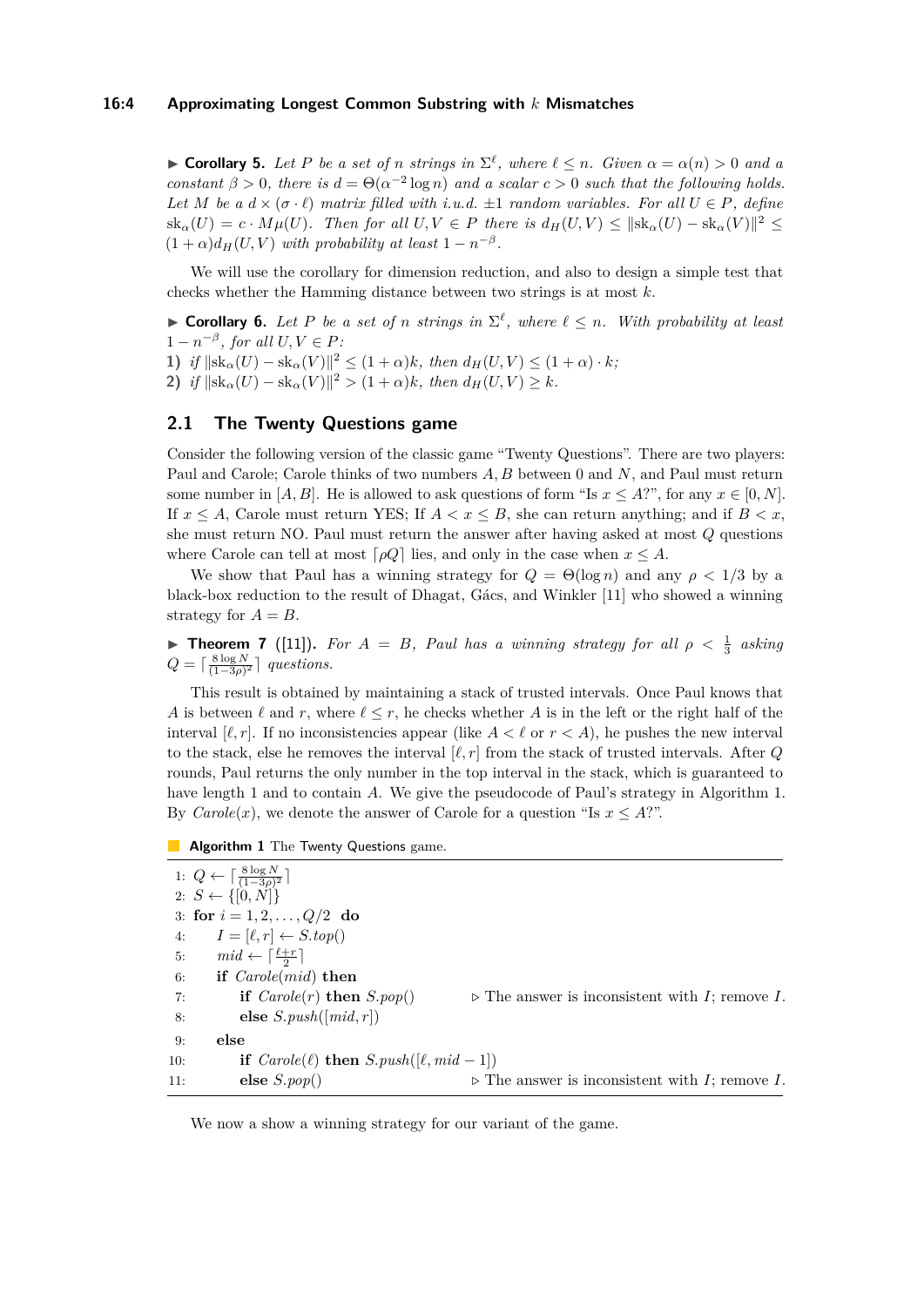▶ **Corollary 5.** *Let $P$ be a set of $n$ strings in $\Sigma^\ell$, where $\ell \leq n$. Given $\alpha = \alpha(n) > 0$ and a constant $\beta > 0$, there is $d = \Theta(\alpha^{-2} \log n)$ and a scalar $c > 0$ such that the following holds. Let $M$ be a $d \times (\sigma \cdot \ell)$ matrix filled with i.u.d. $\pm 1$ random variables. For all $U \in P$, define $\mathrm{sk}_\alpha(U) = c \cdot M\mu(U)$. Then for all $U, V \in P$ there is $d_H(U,V) \leq \|\mathrm{sk}_\alpha(U) - \mathrm{sk}_\alpha(V)\|^2 \leq (1+\alpha) d_H(U,V)$ with probability at least $1 - n^{-\beta}$.*

We will use the corollary for dimension reduction, and also to design a simple test that checks whether the Hamming distance between two strings is at most $k$.

▶ **Corollary 6.** *Let $P$ be a set of $n$ strings in $\Sigma^\ell$, where $\ell \leq n$. With probability at least $1 - n^{-\beta}$, for all $U, V \in P$:*
**1)** *if $\|\mathrm{sk}_\alpha(U) - \mathrm{sk}_\alpha(V)\|^2 \leq (1+\alpha)k$, then $d_H(U,V) \leq (1+\alpha) \cdot k$;*
**2)** *if $\|\mathrm{sk}_\alpha(U) - \mathrm{sk}_\alpha(V)\|^2 > (1+\alpha)k$, then $d_H(U,V) \geq k$.*

## 2.1 The Twenty Questions game

Consider the following version of the classic game "Twenty Questions". There are two players: Paul and Carole; Carole thinks of two numbers $A, B$ between 0 and $N$, and Paul must return some number in $[A, B]$. He is allowed to ask questions of form "Is $x \leq A$?", for any $x \in [0, N]$. If $x \leq A$, Carole must return YES; If $A < x \leq B$, she can return anything; and if $B < x$, she must return NO. Paul must return the answer after having asked at most $Q$ questions where Carole can tell at most $\lceil \rho Q \rceil$ lies, and only in the case when $x \leq A$.

We show that Paul has a winning strategy for $Q = \Theta(\log n)$ and any $\rho < 1/3$ by a black-box reduction to the result of Dhagat, Gács, and Winkler [11] who showed a winning strategy for $A = B$.

▶ **Theorem 7** ([11])**.** *For $A = B$, Paul has a winning strategy for all $\rho < \frac{1}{3}$ asking $Q = \lceil \frac{8 \log N}{(1-3\rho)^2} \rceil$ questions.*

This result is obtained by maintaining a stack of trusted intervals. Once Paul knows that $A$ is between $\ell$ and $r$, where $\ell \leq r$, he checks whether $A$ is in the left or the right half of the interval $[\ell, r]$. If no inconsistencies appear (like $A < \ell$ or $r < A$), he pushes the new interval to the stack, else he removes the interval $[\ell, r]$ from the stack of trusted intervals. After $Q$ rounds, Paul returns the only number in the top interval in the stack, which is guaranteed to have length 1 and to contain $A$. We give the pseudocode of Paul's strategy in Algorithm 1. By *Carole*$(x)$, we denote the answer of Carole for a question "Is $x \leq A$?".

**Algorithm 1** The Twenty Questions game.

```
1:  Q ← ⌈8 log N / (1−3ρ)²⌉
2:  S ← {[0, N]}
3:  for i = 1, 2, ..., Q/2 do
4:      I = [ℓ, r] ← S.top()
5:      mid ← ⌈(ℓ+r)/2⌉
6:      if Carole(mid) then
7:          if Carole(r) then S.pop()          ▷ The answer is inconsistent with I; remove I.
8:          else S.push([mid, r])
9:      else
10:         if Carole(ℓ) then S.push([ℓ, mid − 1])
11:         else S.pop()                       ▷ The answer is inconsistent with I; remove I.
```

We now a show a winning strategy for our variant of the game.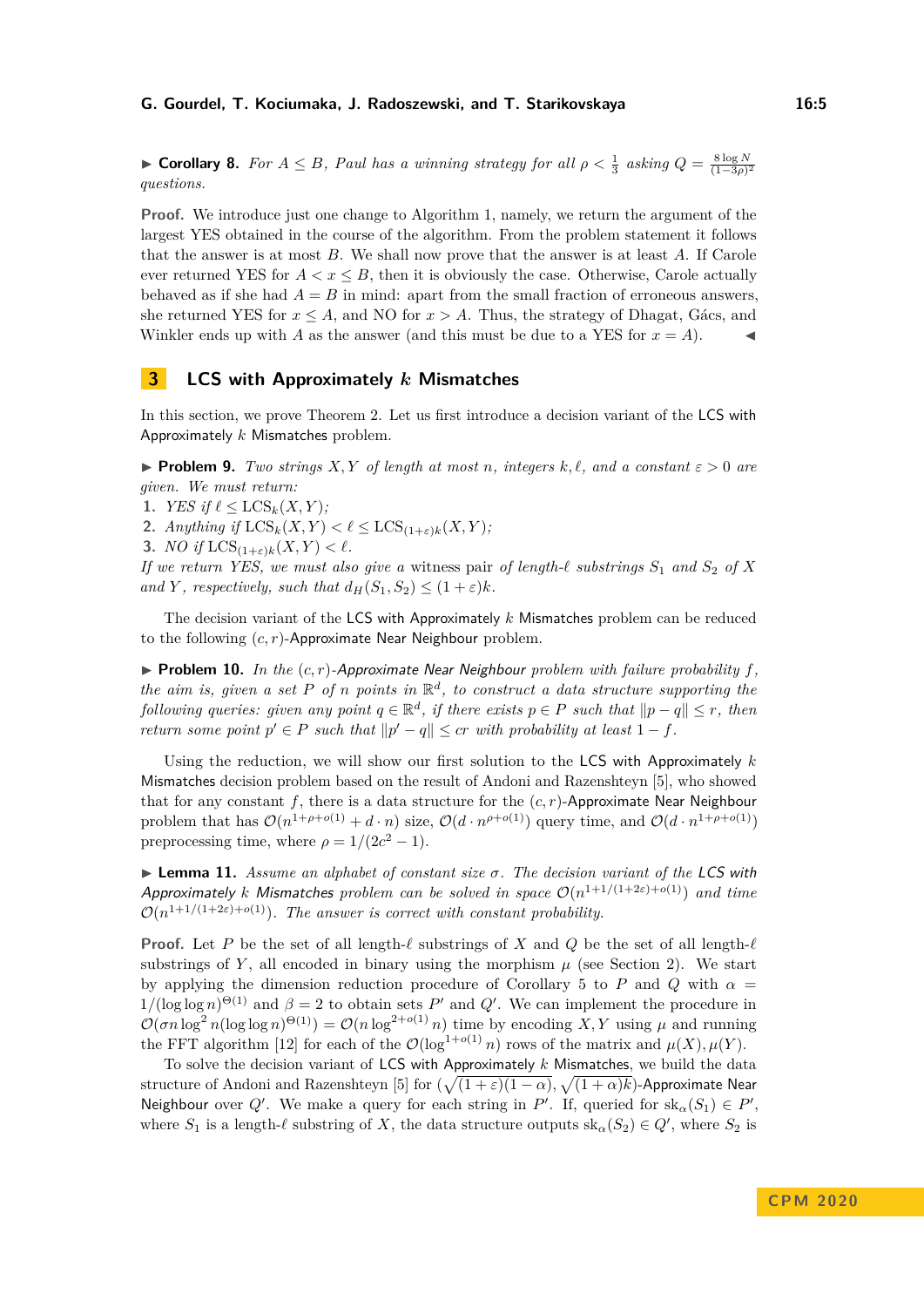▶ **Corollary 8.** *For $A \leq B$, Paul has a winning strategy for all $\rho < \frac{1}{3}$ asking $Q = \frac{8 \log N}{(1-3\rho)^2}$ questions.*

**Proof.** We introduce just one change to Algorithm 1, namely, we return the argument of the largest YES obtained in the course of the algorithm. From the problem statement it follows that the answer is at most $B$. We shall now prove that the answer is at least $A$. If Carole ever returned YES for $A < x \leq B$, then it is obviously the case. Otherwise, Carole actually behaved as if she had $A = B$ in mind: apart from the small fraction of erroneous answers, she returned YES for $x \leq A$, and NO for $x > A$. Thus, the strategy of Dhagat, Gács, and Winkler ends up with $A$ as the answer (and this must be due to a YES for $x = A$). ◀

## 3 LCS with Approximately $k$ Mismatches

In this section, we prove Theorem 2. Let us first introduce a decision variant of the LCS with Approximately $k$ Mismatches problem.

▶ **Problem 9.** *Two strings $X, Y$ of length at most $n$, integers $k, \ell$, and a constant $\varepsilon > 0$ are given. We must return:*

1. *YES if $\ell \leq \mathrm{LCS}_k(X, Y)$;*
2. *Anything if $\mathrm{LCS}_k(X, Y) < \ell \leq \mathrm{LCS}_{(1+\varepsilon)k}(X, Y)$;*
3. *NO if $\mathrm{LCS}_{(1+\varepsilon)k}(X, Y) < \ell$.*

*If we return YES, we must also give a* witness pair *of length-$\ell$ substrings $S_1$ and $S_2$ of $X$ and $Y$, respectively, such that $d_H(S_1, S_2) \leq (1 + \varepsilon)k$.*

The decision variant of the LCS with Approximately $k$ Mismatches problem can be reduced to the following $(c, r)$-Approximate Near Neighbour problem.

▶ **Problem 10.** *In the $(c, r)$-Approximate Near Neighbour problem with failure probability $f$, the aim is, given a set $P$ of $n$ points in $\mathbb{R}^d$, to construct a data structure supporting the following queries: given any point $q \in \mathbb{R}^d$, if there exists $p \in P$ such that $\|p - q\| \leq r$, then return some point $p' \in P$ such that $\|p' - q\| \leq cr$ with probability at least $1 - f$.*

Using the reduction, we will show our first solution to the LCS with Approximately $k$ Mismatches decision problem based on the result of Andoni and Razenshteyn [5], who showed that for any constant $f$, there is a data structure for the $(c, r)$-Approximate Near Neighbour problem that has $\mathcal{O}(n^{1+\rho+o(1)} + d \cdot n)$ size, $\mathcal{O}(d \cdot n^{\rho+o(1)})$ query time, and $\mathcal{O}(d \cdot n^{1+\rho+o(1)})$ preprocessing time, where $\rho = 1/(2c^2 - 1)$.

▶ **Lemma 11.** *Assume an alphabet of constant size $\sigma$. The decision variant of the LCS with Approximately $k$ Mismatches problem can be solved in space $\mathcal{O}(n^{1+1/(1+2\varepsilon)+o(1)})$ and time $\mathcal{O}(n^{1+1/(1+2\varepsilon)+o(1)})$. The answer is correct with constant probability.*

**Proof.** Let $P$ be the set of all length-$\ell$ substrings of $X$ and $Q$ be the set of all length-$\ell$ substrings of $Y$, all encoded in binary using the morphism $\mu$ (see Section 2). We start by applying the dimension reduction procedure of Corollary 5 to $P$ and $Q$ with $\alpha = 1/(\log \log n)^{\Theta(1)}$ and $\beta = 2$ to obtain sets $P'$ and $Q'$. We can implement the procedure in $\mathcal{O}(\sigma n \log^2 n (\log \log n)^{\Theta(1)}) = \mathcal{O}(n \log^{2+o(1)} n)$ time by encoding $X, Y$ using $\mu$ and running the FFT algorithm [12] for each of the $\mathcal{O}(\log^{1+o(1)} n)$ rows of the matrix and $\mu(X), \mu(Y)$.

To solve the decision variant of LCS with Approximately $k$ Mismatches, we build the data structure of Andoni and Razenshteyn [5] for $(\sqrt{(1+\varepsilon)(1-\alpha)}, \sqrt{(1+\alpha)k})$-Approximate Near Neighbour over $Q'$. We make a query for each string in $P'$. If, queried for $\mathrm{sk}_\alpha(S_1) \in P'$, where $S_1$ is a length-$\ell$ substring of $X$, the data structure outputs $\mathrm{sk}_\alpha(S_2) \in Q'$, where $S_2$ is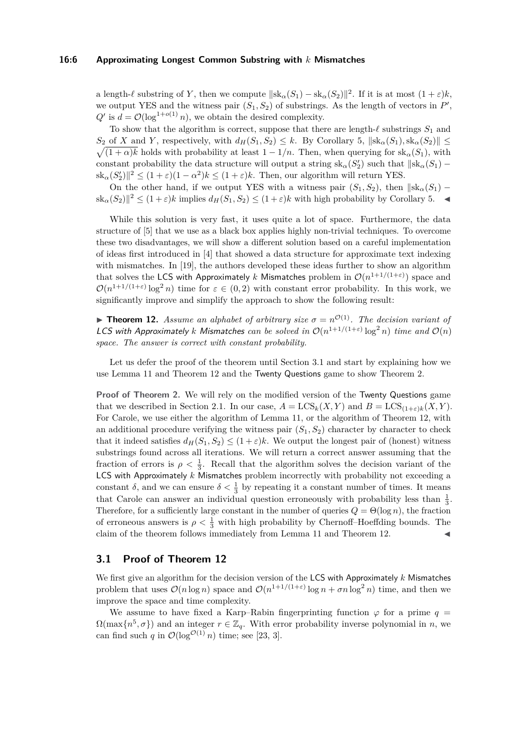a length-$\ell$ substring of $Y$, then we compute $\|\mathrm{sk}_\alpha(S_1) - \mathrm{sk}_\alpha(S_2)\|^2$. If it is at most $(1+\varepsilon)k$, we output YES and the witness pair $(S_1, S_2)$ of substrings. As the length of vectors in $P'$, $Q'$ is $d = \mathcal{O}(\log^{1+o(1)} n)$, we obtain the desired complexity.

To show that the algorithm is correct, suppose that there are length-$\ell$ substrings $S_1$ and $S_2$ of $X$ and $Y$, respectively, with $d_H(S_1, S_2) \le k$. By Corollary 5, $\|\mathrm{sk}_\alpha(S_1), \mathrm{sk}_\alpha(S_2)\| \le \sqrt{(1+\alpha)k}$ holds with probability at least $1 - 1/n$. Then, when querying for $\mathrm{sk}_\alpha(S_1)$, with constant probability the data structure will output a string $\mathrm{sk}_\alpha(S_2')$ such that $\|\mathrm{sk}_\alpha(S_1) - \mathrm{sk}_\alpha(S_2')\|^2 \le (1+\varepsilon)(1-\alpha^2)k \le (1+\varepsilon)k$. Then, our algorithm will return YES.

On the other hand, if we output YES with a witness pair $(S_1, S_2)$, then $\|\mathrm{sk}_\alpha(S_1) - \mathrm{sk}_\alpha(S_2)\|^2 \le (1+\varepsilon)k$ implies $d_H(S_1, S_2) \le (1+\varepsilon)k$ with high probability by Corollary 5. ◀

While this solution is very fast, it uses quite a lot of space. Furthermore, the data structure of [5] that we use as a black box applies highly non-trivial techniques. To overcome these two disadvantages, we will show a different solution based on a careful implementation of ideas first introduced in [4] that showed a data structure for approximate text indexing with mismatches. In [19], the authors developed these ideas further to show an algorithm that solves the LCS with Approximately $k$ Mismatches problem in $\mathcal{O}(n^{1+1/(1+\varepsilon)})$ space and $\mathcal{O}(n^{1+1/(1+\varepsilon)} \log^2 n)$ time for $\varepsilon \in (0, 2)$ with constant error probability. In this work, we significantly improve and simplify the approach to show the following result:

▶ **Theorem 12.** *Assume an alphabet of arbitrary size $\sigma = n^{\mathcal{O}(1)}$. The decision variant of LCS with Approximately $k$ Mismatches can be solved in $\mathcal{O}(n^{1+1/(1+\varepsilon)} \log^2 n)$ time and $\mathcal{O}(n)$ space. The answer is correct with constant probability.*

Let us defer the proof of the theorem until Section 3.1 and start by explaining how we use Lemma 11 and Theorem 12 and the Twenty Questions game to show Theorem 2.

**Proof of Theorem 2.** We will rely on the modified version of the Twenty Questions game that we described in Section 2.1. In our case, $A = \mathrm{LCS}_k(X, Y)$ and $B = \mathrm{LCS}_{(1+\varepsilon)k}(X, Y)$. For Carole, we use either the algorithm of Lemma 11, or the algorithm of Theorem 12, with an additional procedure verifying the witness pair $(S_1, S_2)$ character by character to check that it indeed satisfies $d_H(S_1, S_2) \le (1+\varepsilon)k$. We output the longest pair of (honest) witness substrings found across all iterations. We will return a correct answer assuming that the fraction of errors is $\rho < \frac{1}{3}$. Recall that the algorithm solves the decision variant of the LCS with Approximately $k$ Mismatches problem incorrectly with probability not exceeding a constant $\delta$, and we can ensure $\delta < \frac{1}{3}$ by repeating it a constant number of times. It means that Carole can answer an individual question erroneously with probability less than $\frac{1}{3}$. Therefore, for a sufficiently large constant in the number of queries $Q = \Theta(\log n)$, the fraction of erroneous answers is $\rho < \frac{1}{3}$ with high probability by Chernoff–Hoeffding bounds. The claim of the theorem follows immediately from Lemma 11 and Theorem 12. ◀

## 3.1 Proof of Theorem 12

We first give an algorithm for the decision version of the LCS with Approximately $k$ Mismatches problem that uses $\mathcal{O}(n \log n)$ space and $\mathcal{O}(n^{1+1/(1+\varepsilon)} \log n + \sigma n \log^2 n)$ time, and then we improve the space and time complexity.

We assume to have fixed a Karp–Rabin fingerprinting function $\varphi$ for a prime $q = \Omega(\max\{n^5, \sigma\})$ and an integer $r \in \mathbb{Z}_q$. With error probability inverse polynomial in $n$, we can find such $q$ in $\mathcal{O}(\log^{\mathcal{O}(1)} n)$ time; see [23, 3].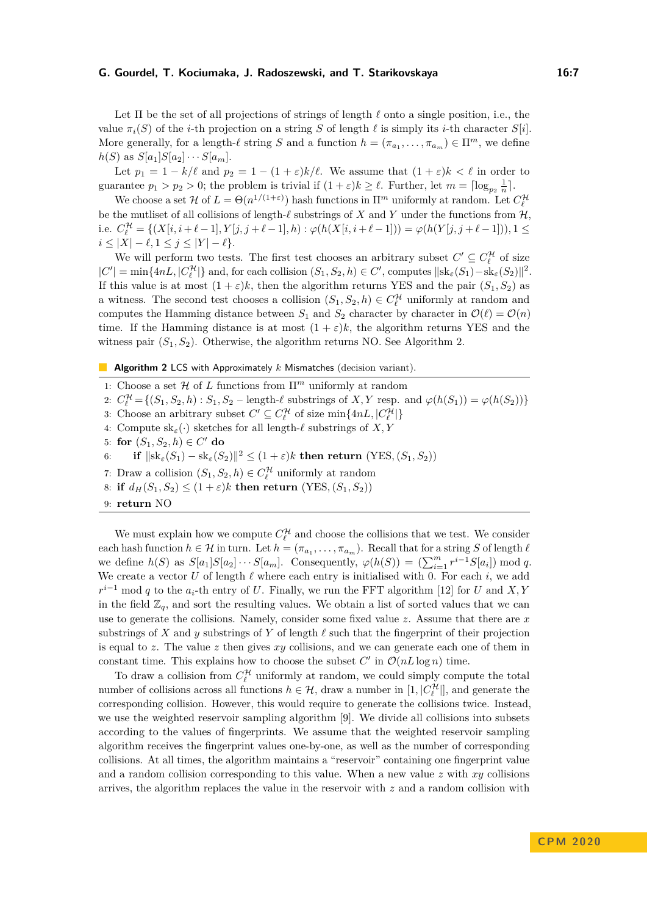Let $\Pi$ be the set of all projections of strings of length $\ell$ onto a single position, i.e., the value $\pi_i(S)$ of the $i$-th projection on a string $S$ of length $\ell$ is simply its $i$-th character $S[i]$. More generally, for a length-$\ell$ string $S$ and a function $h = (\pi_{a_1}, \ldots, \pi_{a_m}) \in \Pi^m$, we define $h(S)$ as $S[a_1]S[a_2]\cdots S[a_m]$.

Let $p_1 = 1 - k/\ell$ and $p_2 = 1 - (1+\varepsilon)k/\ell$. We assume that $(1+\varepsilon)k < \ell$ in order to guarantee $p_1 > p_2 > 0$; the problem is trivial if $(1+\varepsilon)k \geq \ell$. Further, let $m = \lceil \log_{p_2} \frac{1}{n} \rceil$.

We choose a set $\mathcal{H}$ of $L = \Theta(n^{1/(1+\varepsilon)})$ hash functions in $\Pi^m$ uniformly at random. Let $C_\ell^\mathcal{H}$ be the mutliset of all collisions of length-$\ell$ substrings of $X$ and $Y$ under the functions from $\mathcal{H}$, i.e. $C_\ell^\mathcal{H} = \{(X[i, i+\ell-1], Y[j, j+\ell-1], h) : \varphi(h(X[i, i+\ell-1])) = \varphi(h(Y[j, j+\ell-1])), 1 \leq i \leq |X| - \ell, 1 \leq j \leq |Y| - \ell\}$.

We will perform two tests. The first test chooses an arbitrary subset $C' \subseteq C_\ell^\mathcal{H}$ of size $|C'| = \min\{4nL, |C_\ell^\mathcal{H}|\}$ and, for each collision $(S_1, S_2, h) \in C'$, computes $\|\mathrm{sk}_\varepsilon(S_1) - \mathrm{sk}_\varepsilon(S_2)\|^2$. If this value is at most $(1+\varepsilon)k$, then the algorithm returns YES and the pair $(S_1, S_2)$ as a witness. The second test chooses a collision $(S_1, S_2, h) \in C_\ell^\mathcal{H}$ uniformly at random and computes the Hamming distance between $S_1$ and $S_2$ character by character in $\mathcal{O}(\ell) = \mathcal{O}(n)$ time. If the Hamming distance is at most $(1+\varepsilon)k$, the algorithm returns YES and the witness pair $(S_1, S_2)$. Otherwise, the algorithm returns NO. See Algorithm 2.

**Algorithm 2** LCS with Approximately $k$ Mismatches (decision variant).

1: Choose a set $\mathcal{H}$ of $L$ functions from $\Pi^m$ uniformly at random
2: $C_\ell^\mathcal{H} = \{(S_1, S_2, h) : S_1, S_2$ – length-$\ell$ substrings of $X, Y$ resp. and $\varphi(h(S_1)) = \varphi(h(S_2))\}$
3: Choose an arbitrary subset $C' \subseteq C_\ell^\mathcal{H}$ of size $\min\{4nL, |C_\ell^\mathcal{H}|\}$
4: Compute $\mathrm{sk}_\varepsilon(\cdot)$ sketches for all length-$\ell$ substrings of $X, Y$
5: **for** $(S_1, S_2, h) \in C'$ **do**
6: &nbsp;&nbsp;&nbsp;&nbsp;**if** $\|\mathrm{sk}_\varepsilon(S_1) - \mathrm{sk}_\varepsilon(S_2)\|^2 \leq (1+\varepsilon)k$ **then return** (YES, $(S_1, S_2)$)
7: Draw a collision $(S_1, S_2, h) \in C_\ell^\mathcal{H}$ uniformly at random
8: **if** $d_H(S_1, S_2) \leq (1+\varepsilon)k$ **then return** (YES, $(S_1, S_2)$)
9: **return** NO

We must explain how we compute $C_\ell^\mathcal{H}$ and choose the collisions that we test. We consider each hash function $h \in \mathcal{H}$ in turn. Let $h = (\pi_{a_1}, \ldots, \pi_{a_m})$. Recall that for a string $S$ of length $\ell$ we define $h(S)$ as $S[a_1]S[a_2]\cdots S[a_m]$. Consequently, $\varphi(h(S)) = (\sum_{i=1}^m r^{i-1} S[a_i]) \bmod q$. We create a vector $U$ of length $\ell$ where each entry is initialised with 0. For each $i$, we add $r^{i-1} \bmod q$ to the $a_i$-th entry of $U$. Finally, we run the FFT algorithm [12] for $U$ and $X, Y$ in the field $\mathbb{Z}_q$, and sort the resulting values. We obtain a list of sorted values that we can use to generate the collisions. Namely, consider some fixed value $z$. Assume that there are $x$ substrings of $X$ and $y$ substrings of $Y$ of length $\ell$ such that the fingerprint of their projection is equal to $z$. The value $z$ then gives $xy$ collisions, and we can generate each one of them in constant time. This explains how to choose the subset $C'$ in $\mathcal{O}(nL \log n)$ time.

To draw a collision from $C_\ell^\mathcal{H}$ uniformly at random, we could simply compute the total number of collisions across all functions $h \in \mathcal{H}$, draw a number in $[1, |C_\ell^\mathcal{H}|]$, and generate the corresponding collision. However, this would require to generate the collisions twice. Instead, we use the weighted reservoir sampling algorithm [9]. We divide all collisions into subsets according to the values of fingerprints. We assume that the weighted reservoir sampling algorithm receives the fingerprint values one-by-one, as well as the number of corresponding collisions. At all times, the algorithm maintains a "reservoir" containing one fingerprint value and a random collision corresponding to this value. When a new value $z$ with $xy$ collisions arrives, the algorithm replaces the value in the reservoir with $z$ and a random collision with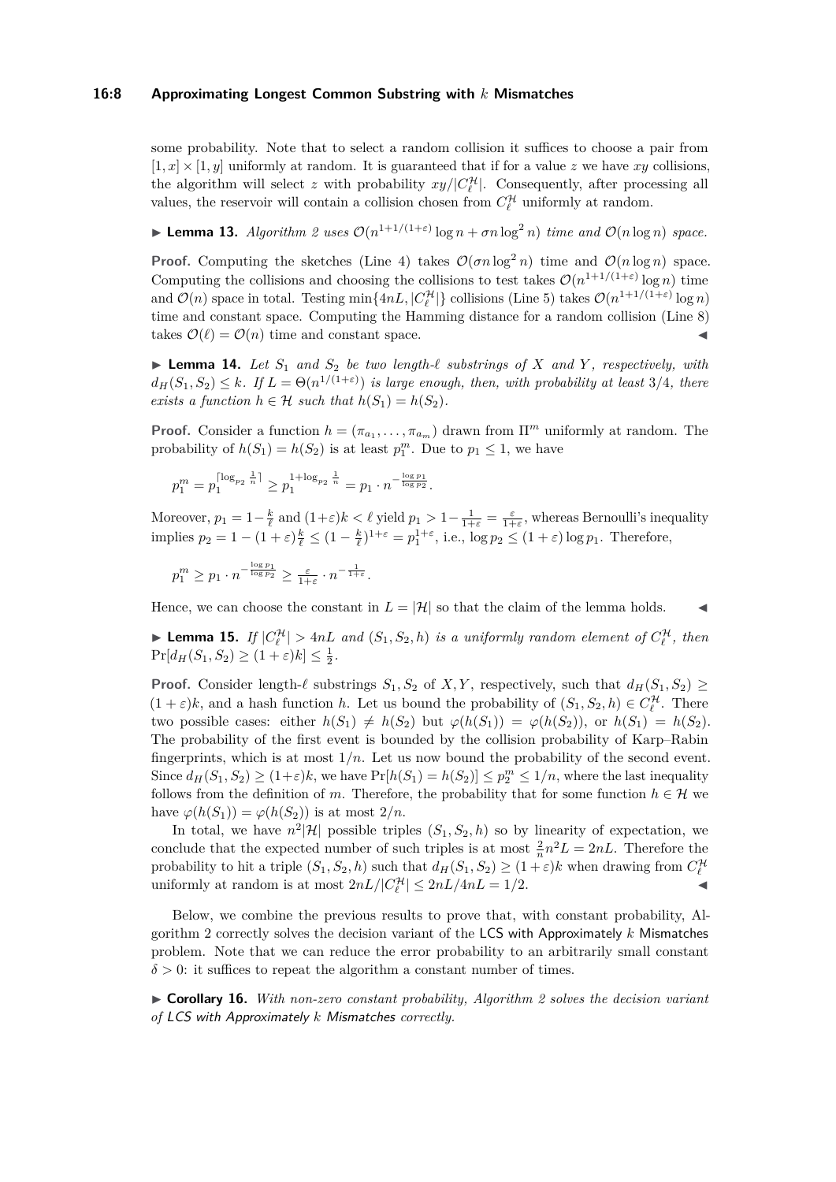some probability. Note that to select a random collision it suffices to choose a pair from $[1,x] \times [1,y]$ uniformly at random. It is guaranteed that if for a value $z$ we have $xy$ collisions, the algorithm will select $z$ with probability $xy/|C_\ell^{\mathcal{H}}|$. Consequently, after processing all values, the reservoir will contain a collision chosen from $C_\ell^{\mathcal{H}}$ uniformly at random.

▶ **Lemma 13.** *Algorithm 2 uses $\mathcal{O}(n^{1+1/(1+\varepsilon)} \log n + \sigma n \log^2 n)$ time and $\mathcal{O}(n \log n)$ space.*

**Proof.** Computing the sketches (Line 4) takes $\mathcal{O}(\sigma n \log^2 n)$ time and $\mathcal{O}(n \log n)$ space. Computing the collisions and choosing the collisions to test takes $\mathcal{O}(n^{1+1/(1+\varepsilon)} \log n)$ time and $\mathcal{O}(n)$ space in total. Testing $\min\{4nL, |C_\ell^{\mathcal{H}}|\}$ collisions (Line 5) takes $\mathcal{O}(n^{1+1/(1+\varepsilon)} \log n)$ time and constant space. Computing the Hamming distance for a random collision (Line 8) takes $\mathcal{O}(\ell) = \mathcal{O}(n)$ time and constant space. ◀

▶ **Lemma 14.** *Let $S_1$ and $S_2$ be two length-$\ell$ substrings of $X$ and $Y$, respectively, with $d_H(S_1, S_2) \leq k$. If $L = \Theta(n^{1/(1+\varepsilon)})$ is large enough, then, with probability at least 3/4, there exists a function $h \in \mathcal{H}$ such that $h(S_1) = h(S_2)$.*

**Proof.** Consider a function $h = (\pi_{a_1}, \ldots, \pi_{a_m})$ drawn from $\Pi^m$ uniformly at random. The probability of $h(S_1) = h(S_2)$ is at least $p_1^m$. Due to $p_1 \leq 1$, we have

$$p_1^m = p_1^{\lceil \log_{p_2} \frac{1}{n} \rceil} \geq p_1^{1+\log_{p_2} \frac{1}{n}} = p_1 \cdot n^{-\frac{\log p_1}{\log p_2}}.$$

Moreover, $p_1 = 1 - \frac{k}{\ell}$ and $(1+\varepsilon)k < \ell$ yield $p_1 > 1 - \frac{1}{1+\varepsilon} = \frac{\varepsilon}{1+\varepsilon}$, whereas Bernoulli's inequality implies $p_2 = 1 - (1+\varepsilon)\frac{k}{\ell} \leq (1 - \frac{k}{\ell})^{1+\varepsilon} = p_1^{1+\varepsilon}$, i.e., $\log p_2 \leq (1+\varepsilon) \log p_1$. Therefore,

$$p_1^m \geq p_1 \cdot n^{-\frac{\log p_1}{\log p_2}} \geq \tfrac{\varepsilon}{1+\varepsilon} \cdot n^{-\frac{1}{1+\varepsilon}}.$$

Hence, we can choose the constant in $L = |\mathcal{H}|$ so that the claim of the lemma holds. ◀

▶ **Lemma 15.** *If $|C_\ell^{\mathcal{H}}| > 4nL$ and $(S_1, S_2, h)$ is a uniformly random element of $C_\ell^{\mathcal{H}}$, then $\Pr[d_H(S_1, S_2) \geq (1+\varepsilon)k] \leq \frac{1}{2}$.*

**Proof.** Consider length-$\ell$ substrings $S_1, S_2$ of $X, Y$, respectively, such that $d_H(S_1, S_2) \geq (1+\varepsilon)k$, and a hash function $h$. Let us bound the probability of $(S_1, S_2, h) \in C_\ell^{\mathcal{H}}$. There two possible cases: either $h(S_1) \neq h(S_2)$ but $\varphi(h(S_1)) = \varphi(h(S_2))$, or $h(S_1) = h(S_2)$. The probability of the first event is bounded by the collision probability of Karp–Rabin fingerprints, which is at most $1/n$. Let us now bound the probability of the second event. Since $d_H(S_1, S_2) \geq (1+\varepsilon)k$, we have $\Pr[h(S_1) = h(S_2)] \leq p_2^m \leq 1/n$, where the last inequality follows from the definition of $m$. Therefore, the probability that for some function $h \in \mathcal{H}$ we have $\varphi(h(S_1)) = \varphi(h(S_2))$ is at most $2/n$.

In total, we have $n^2|\mathcal{H}|$ possible triples $(S_1, S_2, h)$ so by linearity of expectation, we conclude that the expected number of such triples is at most $\frac{2}{n} n^2 L = 2nL$. Therefore the probability to hit a triple $(S_1, S_2, h)$ such that $d_H(S_1, S_2) \geq (1+\varepsilon)k$ when drawing from $C_\ell^{\mathcal{H}}$ uniformly at random is at most $2nL/|C_\ell^{\mathcal{H}}| \leq 2nL/4nL = 1/2$. ◀

Below, we combine the previous results to prove that, with constant probability, Algorithm 2 correctly solves the decision variant of the LCS with Approximately $k$ Mismatches problem. Note that we can reduce the error probability to an arbitrarily small constant $\delta > 0$: it suffices to repeat the algorithm a constant number of times.

▶ **Corollary 16.** *With non-zero constant probability, Algorithm 2 solves the decision variant of LCS with Approximately $k$ Mismatches correctly.*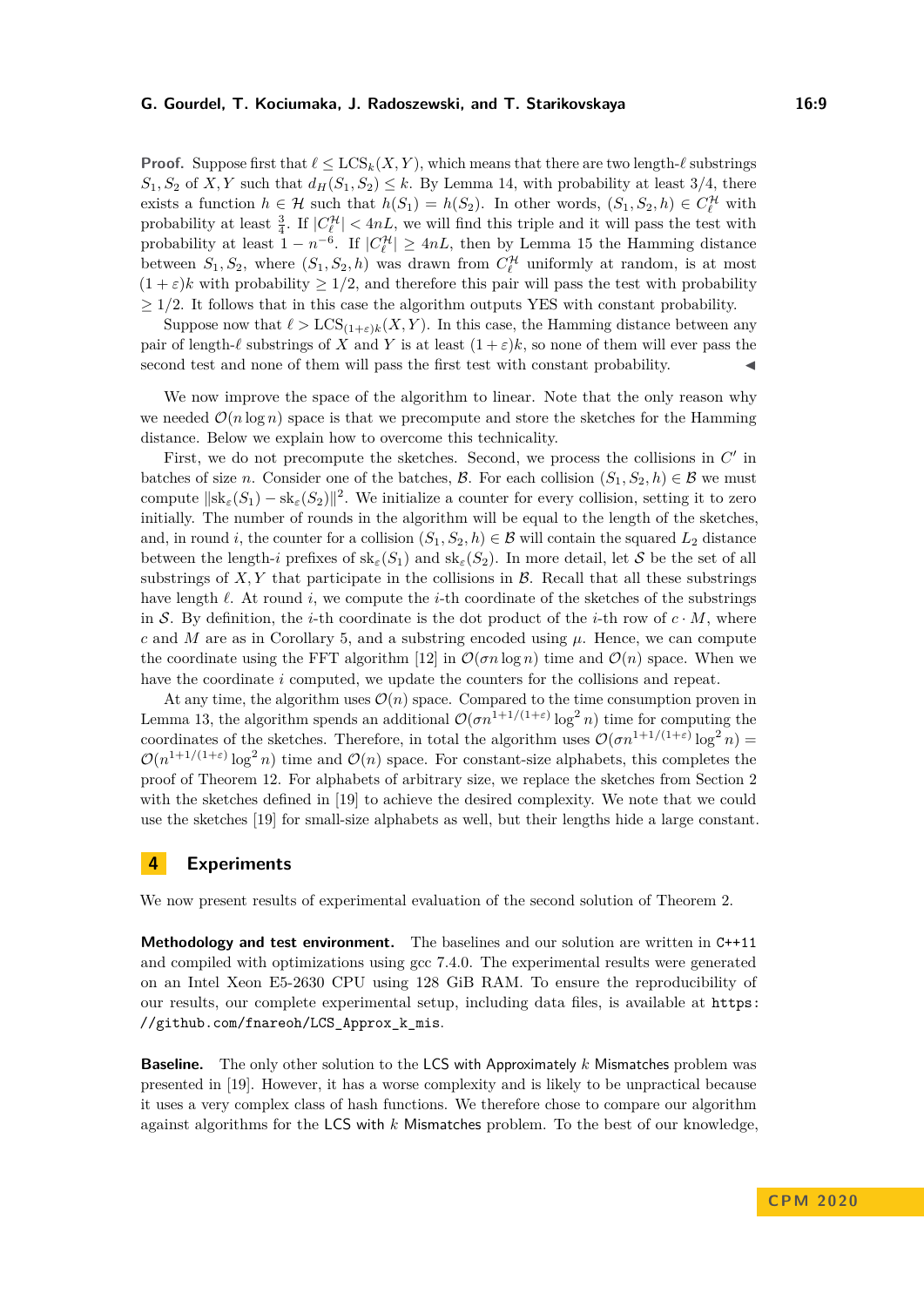**Proof.** Suppose first that $\ell \le \mathrm{LCS}_k(X,Y)$, which means that there are two length-$\ell$ substrings $S_1, S_2$ of $X, Y$ such that $d_H(S_1,S_2) \le k$. By Lemma 14, with probability at least 3/4, there exists a function $h \in \mathcal{H}$ such that $h(S_1) = h(S_2)$. In other words, $(S_1, S_2, h) \in C_\ell^{\mathcal{H}}$ with probability at least $\frac{3}{4}$. If $|C_\ell^{\mathcal{H}}| < 4nL$, we will find this triple and it will pass the test with probability at least $1 - n^{-6}$. If $|C_\ell^{\mathcal{H}}| \ge 4nL$, then by Lemma 15 the Hamming distance between $S_1, S_2$, where $(S_1, S_2, h)$ was drawn from $C_\ell^{\mathcal{H}}$ uniformly at random, is at most $(1+\varepsilon)k$ with probability $\ge 1/2$, and therefore this pair will pass the test with probability $\ge 1/2$. It follows that in this case the algorithm outputs YES with constant probability.

Suppose now that $\ell > \mathrm{LCS}_{(1+\varepsilon)k}(X,Y)$. In this case, the Hamming distance between any pair of length-$\ell$ substrings of $X$ and $Y$ is at least $(1+\varepsilon)k$, so none of them will ever pass the second test and none of them will pass the first test with constant probability. ◀

We now improve the space of the algorithm to linear. Note that the only reason why we needed $\mathcal{O}(n \log n)$ space is that we precompute and store the sketches for the Hamming distance. Below we explain how to overcome this technicality.

First, we do not precompute the sketches. Second, we process the collisions in $C'$ in batches of size $n$. Consider one of the batches, $\mathcal{B}$. For each collision $(S_1, S_2, h) \in \mathcal{B}$ we must compute $\|\mathrm{sk}_\varepsilon(S_1) - \mathrm{sk}_\varepsilon(S_2)\|^2$. We initialize a counter for every collision, setting it to zero initially. The number of rounds in the algorithm will be equal to the length of the sketches, and, in round $i$, the counter for a collision $(S_1, S_2, h) \in \mathcal{B}$ will contain the squared $L_2$ distance between the length-$i$ prefixes of $\mathrm{sk}_\varepsilon(S_1)$ and $\mathrm{sk}_\varepsilon(S_2)$. In more detail, let $\mathcal{S}$ be the set of all substrings of $X, Y$ that participate in the collisions in $\mathcal{B}$. Recall that all these substrings have length $\ell$. At round $i$, we compute the $i$-th coordinate of the sketches of the substrings in $\mathcal{S}$. By definition, the $i$-th coordinate is the dot product of the $i$-th row of $c \cdot M$, where $c$ and $M$ are as in Corollary 5, and a substring encoded using $\mu$. Hence, we can compute the coordinate using the FFT algorithm [12] in $\mathcal{O}(\sigma n \log n)$ time and $\mathcal{O}(n)$ space. When we have the coordinate $i$ computed, we update the counters for the collisions and repeat.

At any time, the algorithm uses $\mathcal{O}(n)$ space. Compared to the time consumption proven in Lemma 13, the algorithm spends an additional $\mathcal{O}(\sigma n^{1+1/(1+\varepsilon)} \log^2 n)$ time for computing the coordinates of the sketches. Therefore, in total the algorithm uses $\mathcal{O}(\sigma n^{1+1/(1+\varepsilon)} \log^2 n) = \mathcal{O}(n^{1+1/(1+\varepsilon)} \log^2 n)$ time and $\mathcal{O}(n)$ space. For constant-size alphabets, this completes the proof of Theorem 12. For alphabets of arbitrary size, we replace the sketches from Section 2 with the sketches defined in [19] to achieve the desired complexity. We note that we could use the sketches [19] for small-size alphabets as well, but their lengths hide a large constant.

## 4 Experiments

We now present results of experimental evaluation of the second solution of Theorem 2.

**Methodology and test environment.** The baselines and our solution are written in `C++11` and compiled with optimizations using gcc 7.4.0. The experimental results were generated on an Intel Xeon E5-2630 CPU using 128 GiB RAM. To ensure the reproducibility of our results, our complete experimental setup, including data files, is available at `https://github.com/fnareoh/LCS_Approx_k_mis`.

**Baseline.** The only other solution to the LCS with Approximately $k$ Mismatches problem was presented in [19]. However, it has a worse complexity and is likely to be unpractical because it uses a very complex class of hash functions. We therefore chose to compare our algorithm against algorithms for the LCS with $k$ Mismatches problem. To the best of our knowledge,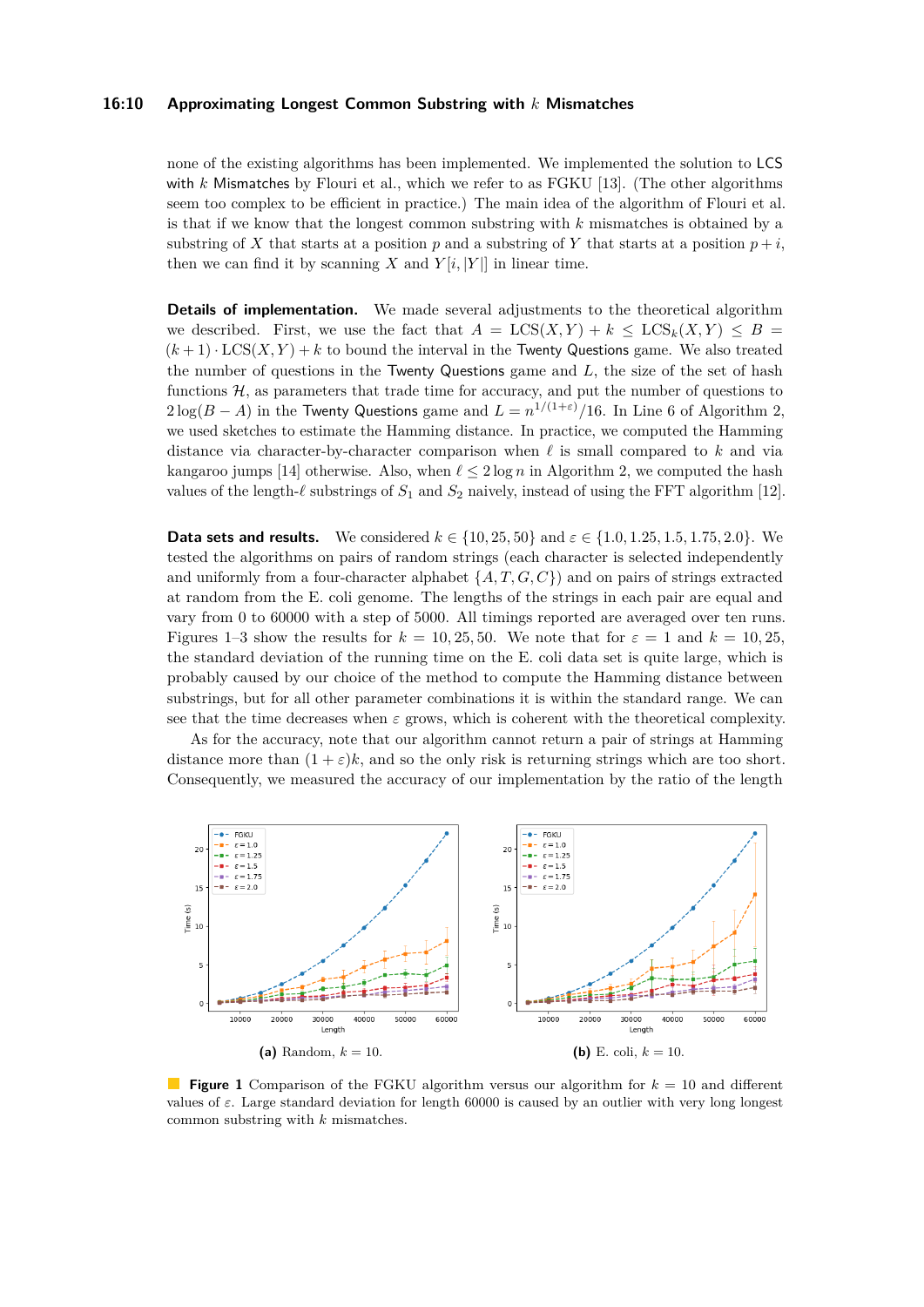none of the existing algorithms has been implemented. We implemented the solution to LCS with $k$ Mismatches by Flouri et al., which we refer to as FGKU [13]. (The other algorithms seem too complex to be efficient in practice.) The main idea of the algorithm of Flouri et al. is that if we know that the longest common substring with $k$ mismatches is obtained by a substring of $X$ that starts at a position $p$ and a substring of $Y$ that starts at a position $p+i$, then we can find it by scanning $X$ and $Y[i, |Y|]$ in linear time.

**Details of implementation.** We made several adjustments to the theoretical algorithm we described. First, we use the fact that $A = \mathrm{LCS}(X,Y) + k \leq \mathrm{LCS}_k(X,Y) \leq B = (k+1) \cdot \mathrm{LCS}(X,Y) + k$ to bound the interval in the Twenty Questions game. We also treated the number of questions in the Twenty Questions game and $L$, the size of the set of hash functions $\mathcal{H}$, as parameters that trade time for accuracy, and put the number of questions to $2\log(B-A)$ in the Twenty Questions game and $L = n^{1/(1+\varepsilon)}/16$. In Line 6 of Algorithm 2, we used sketches to estimate the Hamming distance. In practice, we computed the Hamming distance via character-by-character comparison when $\ell$ is small compared to $k$ and via kangaroo jumps [14] otherwise. Also, when $\ell \leq 2\log n$ in Algorithm 2, we computed the hash values of the length-$\ell$ substrings of $S_1$ and $S_2$ naively, instead of using the FFT algorithm [12].

**Data sets and results.** We considered $k \in \{10, 25, 50\}$ and $\varepsilon \in \{1.0, 1.25, 1.5, 1.75, 2.0\}$. We tested the algorithms on pairs of random strings (each character is selected independently and uniformly from a four-character alphabet $\{A, T, G, C\}$) and on pairs of strings extracted at random from the E. coli genome. The lengths of the strings in each pair are equal and vary from 0 to 60000 with a step of 5000. All timings reported are averaged over ten runs. Figures 1–3 show the results for $k = 10, 25, 50$. We note that for $\varepsilon = 1$ and $k = 10, 25$, the standard deviation of the running time on the E. coli data set is quite large, which is probably caused by our choice of the method to compute the Hamming distance between substrings, but for all other parameter combinations it is within the standard range. We can see that the time decreases when $\varepsilon$ grows, which is coherent with the theoretical complexity.

As for the accuracy, note that our algorithm cannot return a pair of strings at Hamming distance more than $(1+\varepsilon)k$, and so the only risk is returning strings which are too short. Consequently, we measured the accuracy of our implementation by the ratio of the length

**(a)** Random, $k = 10$.

**(b)** E. coli, $k = 10$.

**Figure 1** Comparison of the FGKU algorithm versus our algorithm for $k = 10$ and different values of $\varepsilon$. Large standard deviation for length 60000 is caused by an outlier with very long longest common substring with $k$ mismatches.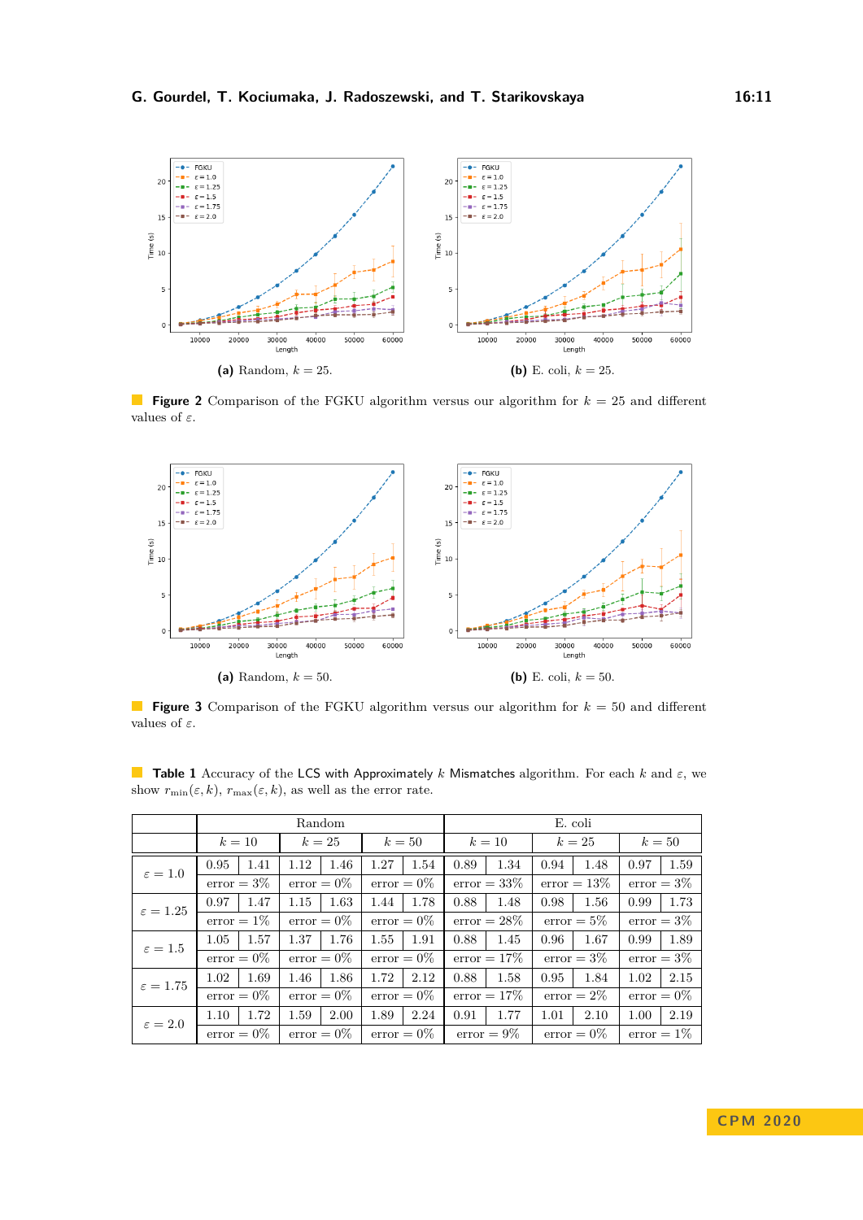**(a)** Random, $k = 25$.

**(b)** E. coli, $k = 25$.

**Figure 2** Comparison of the FGKU algorithm versus our algorithm for $k = 25$ and different values of $\varepsilon$.

**(a)** Random, $k = 50$.

**(b)** E. coli, $k = 50$.

**Figure 3** Comparison of the FGKU algorithm versus our algorithm for $k = 50$ and different values of $\varepsilon$.

**Table 1** Accuracy of the LCS with Approximately $k$ Mismatches algorithm. For each $k$ and $\varepsilon$, we show $r_{\min}(\varepsilon, k)$, $r_{\max}(\varepsilon, k)$, as well as the error rate.

| | Random | | | | | | E. coli | | | | | |
|---|---|---|---|---|---|---|---|---|---|---|---|---|
| | $k = 10$ | | $k = 25$ | | $k = 50$ | | $k = 10$ | | $k = 25$ | | $k = 50$ | |
| $\varepsilon = 1.0$ | 0.95 | 1.41 | 1.12 | 1.46 | 1.27 | 1.54 | 0.89 | 1.34 | 0.94 | 1.48 | 0.97 | 1.59 |
| | error = 3% | | error = 0% | | error = 0% | | error = 33% | | error = 13% | | error = 3% | |
| $\varepsilon = 1.25$ | 0.97 | 1.47 | 1.15 | 1.63 | 1.44 | 1.78 | 0.88 | 1.48 | 0.98 | 1.56 | 0.99 | 1.73 |
| | error = 1% | | error = 0% | | error = 0% | | error = 28% | | error = 5% | | error = 3% | |
| $\varepsilon = 1.5$ | 1.05 | 1.57 | 1.37 | 1.76 | 1.55 | 1.91 | 0.88 | 1.45 | 0.96 | 1.67 | 0.99 | 1.89 |
| | error = 0% | | error = 0% | | error = 0% | | error = 17% | | error = 3% | | error = 3% | |
| $\varepsilon = 1.75$ | 1.02 | 1.69 | 1.46 | 1.86 | 1.72 | 2.12 | 0.88 | 1.58 | 0.95 | 1.84 | 1.02 | 2.15 |
| | error = 0% | | error = 0% | | error = 0% | | error = 17% | | error = 2% | | error = 0% | |
| $\varepsilon = 2.0$ | 1.10 | 1.72 | 1.59 | 2.00 | 1.89 | 2.24 | 0.91 | 1.77 | 1.01 | 2.10 | 1.00 | 2.19 |
| | error = 0% | | error = 0% | | error = 0% | | error = 9% | | error = 0% | | error = 1% | |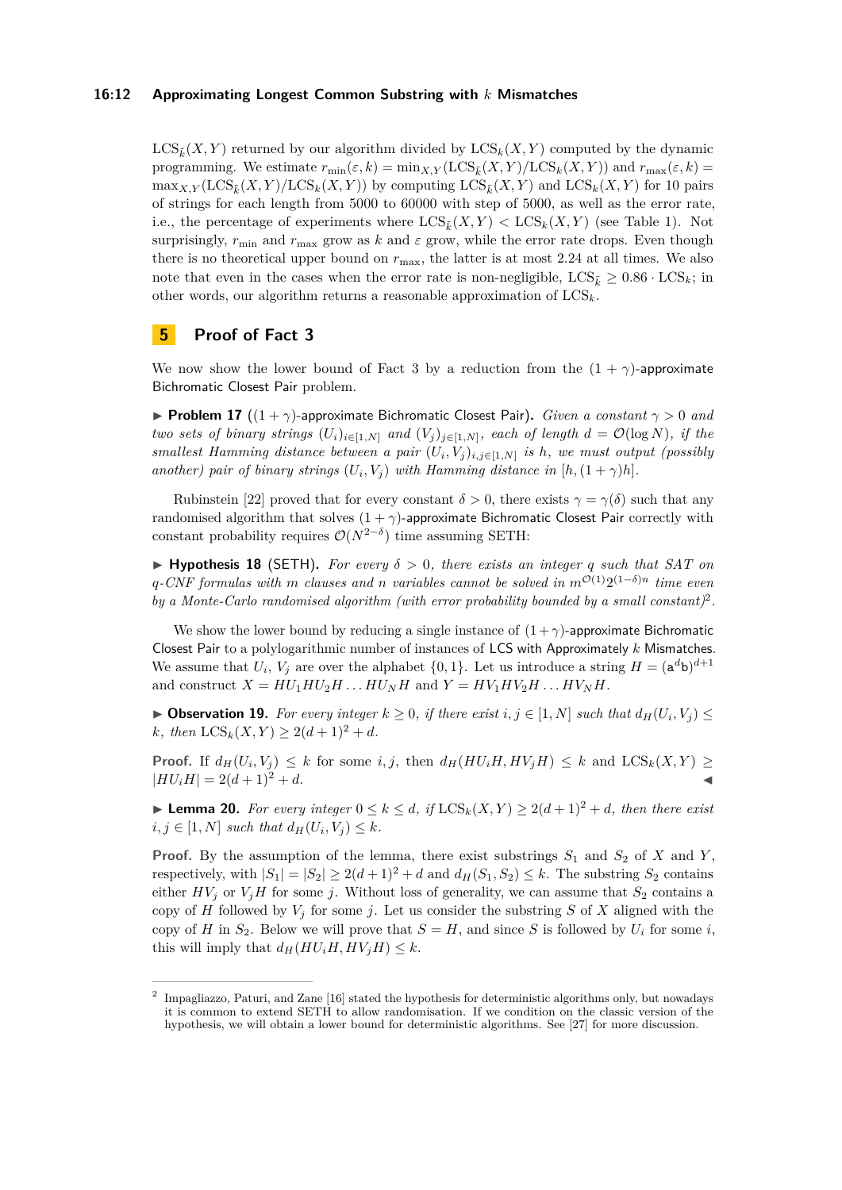$\text{LCS}_{\tilde{k}}(X,Y)$ returned by our algorithm divided by $\text{LCS}_k(X,Y)$ computed by the dynamic programming. We estimate $r_{\min}(\varepsilon,k) = \min_{X,Y}(\text{LCS}_{\tilde{k}}(X,Y)/\text{LCS}_k(X,Y))$ and $r_{\max}(\varepsilon,k) = \max_{X,Y}(\text{LCS}_{\tilde{k}}(X,Y)/\text{LCS}_k(X,Y))$ by computing $\text{LCS}_{\tilde{k}}(X,Y)$ and $\text{LCS}_k(X,Y)$ for 10 pairs of strings for each length from 5000 to 60000 with step of 5000, as well as the error rate, i.e., the percentage of experiments where $\text{LCS}_{\tilde{k}}(X,Y) < \text{LCS}_k(X,Y)$ (see Table 1). Not surprisingly, $r_{\min}$ and $r_{\max}$ grow as $k$ and $\varepsilon$ grow, while the error rate drops. Even though there is no theoretical upper bound on $r_{\max}$, the latter is at most 2.24 at all times. We also note that even in the cases when the error rate is non-negligible, $\text{LCS}_{\tilde{k}} \geq 0.86 \cdot \text{LCS}_k$; in other words, our algorithm returns a reasonable approximation of $\text{LCS}_k$.

# 5 Proof of Fact 3

We now show the lower bound of Fact 3 by a reduction from the $(1+\gamma)$-approximate Bichromatic Closest Pair problem.

▶ **Problem 17** ($(1+\gamma)$-approximate Bichromatic Closest Pair)**.** *Given a constant $\gamma > 0$ and two sets of binary strings $(U_i)_{i\in[1,N]}$ and $(V_j)_{j\in[1,N]}$, each of length $d = \mathcal{O}(\log N)$, if the smallest Hamming distance between a pair $(U_i,V_j)_{i,j\in[1,N]}$ is $h$, we must output (possibly another) pair of binary strings $(U_i,V_j)$ with Hamming distance in $[h,(1+\gamma)h]$.*

Rubinstein [22] proved that for every constant $\delta > 0$, there exists $\gamma = \gamma(\delta)$ such that any randomised algorithm that solves $(1+\gamma)$-approximate Bichromatic Closest Pair correctly with constant probability requires $\mathcal{O}(N^{2-\delta})$ time assuming SETH:

▶ **Hypothesis 18** (SETH)**.** *For every $\delta > 0$, there exists an integer $q$ such that SAT on $q$-CNF formulas with $m$ clauses and $n$ variables cannot be solved in $m^{\mathcal{O}(1)}2^{(1-\delta)n}$ time even by a Monte-Carlo randomised algorithm (with error probability bounded by a small constant)*[2]*.*

We show the lower bound by reducing a single instance of $(1+\gamma)$-approximate Bichromatic Closest Pair to a polylogarithmic number of instances of LCS with Approximately $k$ Mismatches. We assume that $U_i$, $V_j$ are over the alphabet $\{0,1\}$. Let us introduce a string $H = (\mathsf{a}^d\mathsf{b})^{d+1}$ and construct $X = HU_1HU_2H\dots HU_NH$ and $Y = HV_1HV_2H\dots HV_NH$.

▶ **Observation 19.** *For every integer $k \geq 0$, if there exist $i,j \in [1,N]$ such that $d_H(U_i,V_j) \leq k$, then $\text{LCS}_k(X,Y) \geq 2(d+1)^2 + d$.*

**Proof.** If $d_H(U_i,V_j) \leq k$ for some $i,j$, then $d_H(HU_iH, HV_jH) \leq k$ and $\text{LCS}_k(X,Y) \geq |HU_iH| = 2(d+1)^2 + d$. ◀

▶ **Lemma 20.** *For every integer $0 \leq k \leq d$, if $\text{LCS}_k(X,Y) \geq 2(d+1)^2 + d$, then there exist $i,j \in [1,N]$ such that $d_H(U_i,V_j) \leq k$.*

**Proof.** By the assumption of the lemma, there exist substrings $S_1$ and $S_2$ of $X$ and $Y$, respectively, with $|S_1| = |S_2| \geq 2(d+1)^2 + d$ and $d_H(S_1,S_2) \leq k$. The substring $S_2$ contains either $HV_j$ or $V_jH$ for some $j$. Without loss of generality, we can assume that $S_2$ contains a copy of $H$ followed by $V_j$ for some $j$. Let us consider the substring $S$ of $X$ aligned with the copy of $H$ in $S_2$. Below we will prove that $S = H$, and since $S$ is followed by $U_i$ for some $i$, this will imply that $d_H(HU_iH, HV_jH) \leq k$.

[2] Impagliazzo, Paturi, and Zane [16] stated the hypothesis for deterministic algorithms only, but nowadays it is common to extend SETH to allow randomisation. If we condition on the classic version of the hypothesis, we will obtain a lower bound for deterministic algorithms. See [27] for more discussion.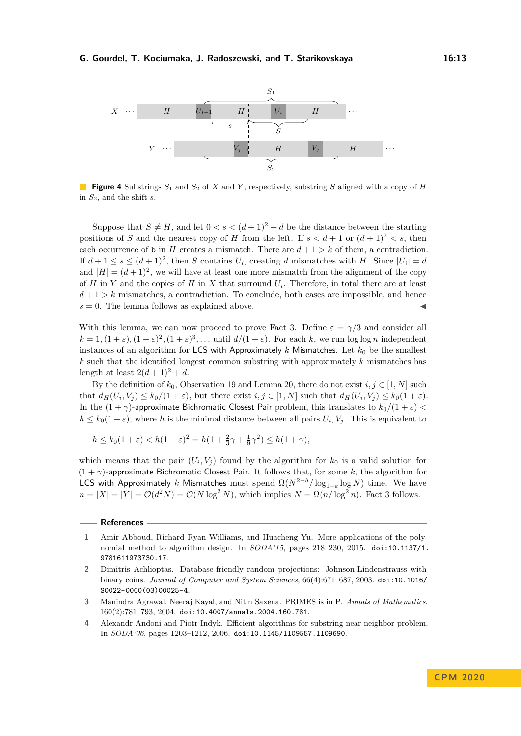**Figure 4** Substrings $S_1$ and $S_2$ of $X$ and $Y$, respectively, substring $S$ aligned with a copy of $H$ in $S_2$, and the shift $s$.

Suppose that $S \neq H$, and let $0 < s < (d+1)^2 + d$ be the distance between the starting positions of $S$ and the nearest copy of $H$ from the left. If $s < d+1$ or $(d+1)^2 < s$, then each occurrence of $\mathtt{b}$ in $H$ creates a mismatch. There are $d+1 > k$ of them, a contradiction. If $d+1 \leq s \leq (d+1)^2$, then $S$ contains $U_i$, creating $d$ mismatches with $H$. Since $|U_i| = d$ and $|H| = (d+1)^2$, we will have at least one more mismatch from the alignment of the copy of $H$ in $Y$ and the copies of $H$ in $X$ that surround $U_i$. Therefore, in total there are at least $d+1 > k$ mismatches, a contradiction. To conclude, both cases are impossible, and hence $s = 0$. The lemma follows as explained above. ◀

With this lemma, we can now proceed to prove Fact 3. Define $\varepsilon = \gamma/3$ and consider all $k = 1, (1+\varepsilon), (1+\varepsilon)^2, (1+\varepsilon)^3, \ldots$ until $d/(1+\varepsilon)$. For each $k$, we run $\log\log n$ independent instances of an algorithm for LCS with Approximately $k$ Mismatches. Let $k_0$ be the smallest $k$ such that the identified longest common substring with approximately $k$ mismatches has length at least $2(d+1)^2 + d$.

By the definition of $k_0$, Observation 19 and Lemma 20, there do not exist $i, j \in [1, N]$ such that $d_H(U_i, V_j) \leq k_0/(1+\varepsilon)$, but there exist $i, j \in [1, N]$ such that $d_H(U_i, V_j) \leq k_0(1+\varepsilon)$. In the $(1+\gamma)$-approximate Bichromatic Closest Pair problem, this translates to $k_0/(1+\varepsilon) < h \leq k_0(1+\varepsilon)$, where $h$ is the minimal distance between all pairs $U_i, V_j$. This is equivalent to

$$h \leq k_0(1+\varepsilon) < h(1+\varepsilon)^2 = h(1 + \tfrac{2}{3}\gamma + \tfrac{1}{9}\gamma^2) \leq h(1+\gamma),$$

which means that the pair $(U_i, V_j)$ found by the algorithm for $k_0$ is a valid solution for $(1+\gamma)$-approximate Bichromatic Closest Pair. It follows that, for some $k$, the algorithm for LCS with Approximately $k$ Mismatches must spend $\Omega(N^{2-\delta}/\log_{1+\varepsilon}\log N)$ time. We have $n = |X| = |Y| = \mathcal{O}(d^2 N) = \mathcal{O}(N \log^2 N)$, which implies $N = \Omega(n/\log^2 n)$. Fact 3 follows.

## References

1. Amir Abboud, Richard Ryan Williams, and Huacheng Yu. More applications of the polynomial method to algorithm design. In *SODA'15*, pages 218–230, 2015. doi:10.1137/1.9781611973730.17.
2. Dimitris Achlioptas. Database-friendly random projections: Johnson-Lindenstrauss with binary coins. *Journal of Computer and System Sciences*, 66(4):671–687, 2003. doi:10.1016/S0022-0000(03)00025-4.
3. Manindra Agrawal, Neeraj Kayal, and Nitin Saxena. PRIMES is in P. *Annals of Mathematics*, 160(2):781–793, 2004. doi:10.4007/annals.2004.160.781.
4. Alexandr Andoni and Piotr Indyk. Efficient algorithms for substring near neighbor problem. In *SODA'06*, pages 1203–1212, 2006. doi:10.1145/1109557.1109690.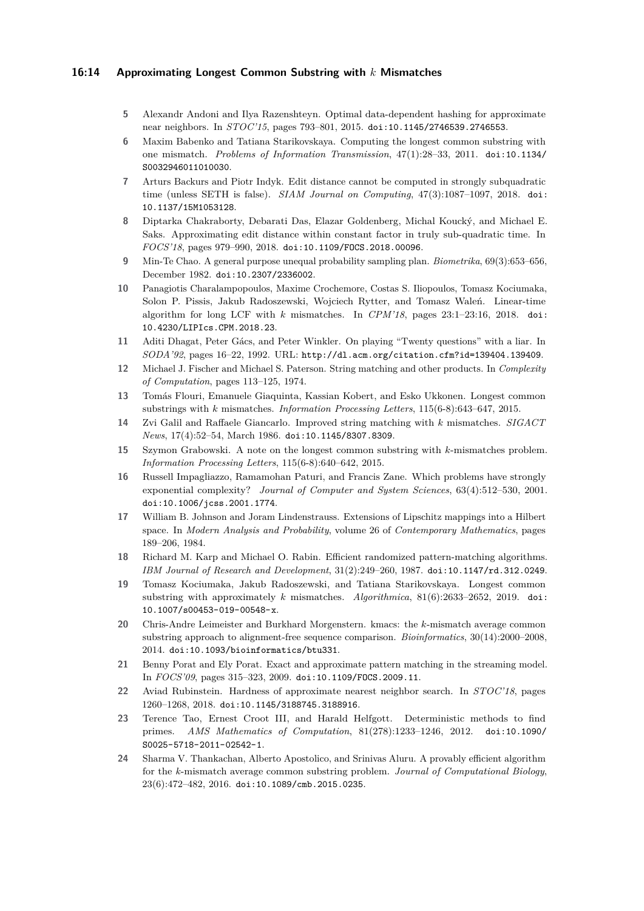5. Alexandr Andoni and Ilya Razenshteyn. Optimal data-dependent hashing for approximate near neighbors. In *STOC'15*, pages 793–801, 2015. doi:10.1145/2746539.2746553.
6. Maxim Babenko and Tatiana Starikovskaya. Computing the longest common substring with one mismatch. *Problems of Information Transmission*, 47(1):28–33, 2011. doi:10.1134/S0032946011010030.
7. Arturs Backurs and Piotr Indyk. Edit distance cannot be computed in strongly subquadratic time (unless SETH is false). *SIAM Journal on Computing*, 47(3):1087–1097, 2018. doi:10.1137/15M1053128.
8. Diptarka Chakraborty, Debarati Das, Elazar Goldenberg, Michal Koucký, and Michael E. Saks. Approximating edit distance within constant factor in truly sub-quadratic time. In *FOCS'18*, pages 979–990, 2018. doi:10.1109/FOCS.2018.00096.
9. Min-Te Chao. A general purpose unequal probability sampling plan. *Biometrika*, 69(3):653–656, December 1982. doi:10.2307/2336002.
10. Panagiotis Charalampopoulos, Maxime Crochemore, Costas S. Iliopoulos, Tomasz Kociumaka, Solon P. Pissis, Jakub Radoszewski, Wojciech Rytter, and Tomasz Waleń. Linear-time algorithm for long LCF with $k$ mismatches. In *CPM'18*, pages 23:1–23:16, 2018. doi:10.4230/LIPIcs.CPM.2018.23.
11. Aditi Dhagat, Peter Gács, and Peter Winkler. On playing "Twenty questions" with a liar. In *SODA'92*, pages 16–22, 1992. URL: http://dl.acm.org/citation.cfm?id=139404.139409.
12. Michael J. Fischer and Michael S. Paterson. String matching and other products. In *Complexity of Computation*, pages 113–125, 1974.
13. Tomás Flouri, Emanuele Giaquinta, Kassian Kobert, and Esko Ukkonen. Longest common substrings with $k$ mismatches. *Information Processing Letters*, 115(6-8):643–647, 2015.
14. Zvi Galil and Raffaele Giancarlo. Improved string matching with $k$ mismatches. *SIGACT News*, 17(4):52–54, March 1986. doi:10.1145/8307.8309.
15. Szymon Grabowski. A note on the longest common substring with $k$-mismatches problem. *Information Processing Letters*, 115(6-8):640–642, 2015.
16. Russell Impagliazzo, Ramamohan Paturi, and Francis Zane. Which problems have strongly exponential complexity? *Journal of Computer and System Sciences*, 63(4):512–530, 2001. doi:10.1006/jcss.2001.1774.
17. William B. Johnson and Joram Lindenstrauss. Extensions of Lipschitz mappings into a Hilbert space. In *Modern Analysis and Probability*, volume 26 of *Contemporary Mathematics*, pages 189–206, 1984.
18. Richard M. Karp and Michael O. Rabin. Efficient randomized pattern-matching algorithms. *IBM Journal of Research and Development*, 31(2):249–260, 1987. doi:10.1147/rd.312.0249.
19. Tomasz Kociumaka, Jakub Radoszewski, and Tatiana Starikovskaya. Longest common substring with approximately $k$ mismatches. *Algorithmica*, 81(6):2633–2652, 2019. doi:10.1007/s00453-019-00548-x.
20. Chris-Andre Leimeister and Burkhard Morgenstern. kmacs: the $k$-mismatch average common substring approach to alignment-free sequence comparison. *Bioinformatics*, 30(14):2000–2008, 2014. doi:10.1093/bioinformatics/btu331.
21. Benny Porat and Ely Porat. Exact and approximate pattern matching in the streaming model. In *FOCS'09*, pages 315–323, 2009. doi:10.1109/FOCS.2009.11.
22. Aviad Rubinstein. Hardness of approximate nearest neighbor search. In *STOC'18*, pages 1260–1268, 2018. doi:10.1145/3188745.3188916.
23. Terence Tao, Ernest Croot III, and Harald Helfgott. Deterministic methods to find primes. *AMS Mathematics of Computation*, 81(278):1233–1246, 2012. doi:10.1090/S0025-5718-2011-02542-1.
24. Sharma V. Thankachan, Alberto Apostolico, and Srinivas Aluru. A provably efficient algorithm for the $k$-mismatch average common substring problem. *Journal of Computational Biology*, 23(6):472–482, 2016. doi:10.1089/cmb.2015.0235.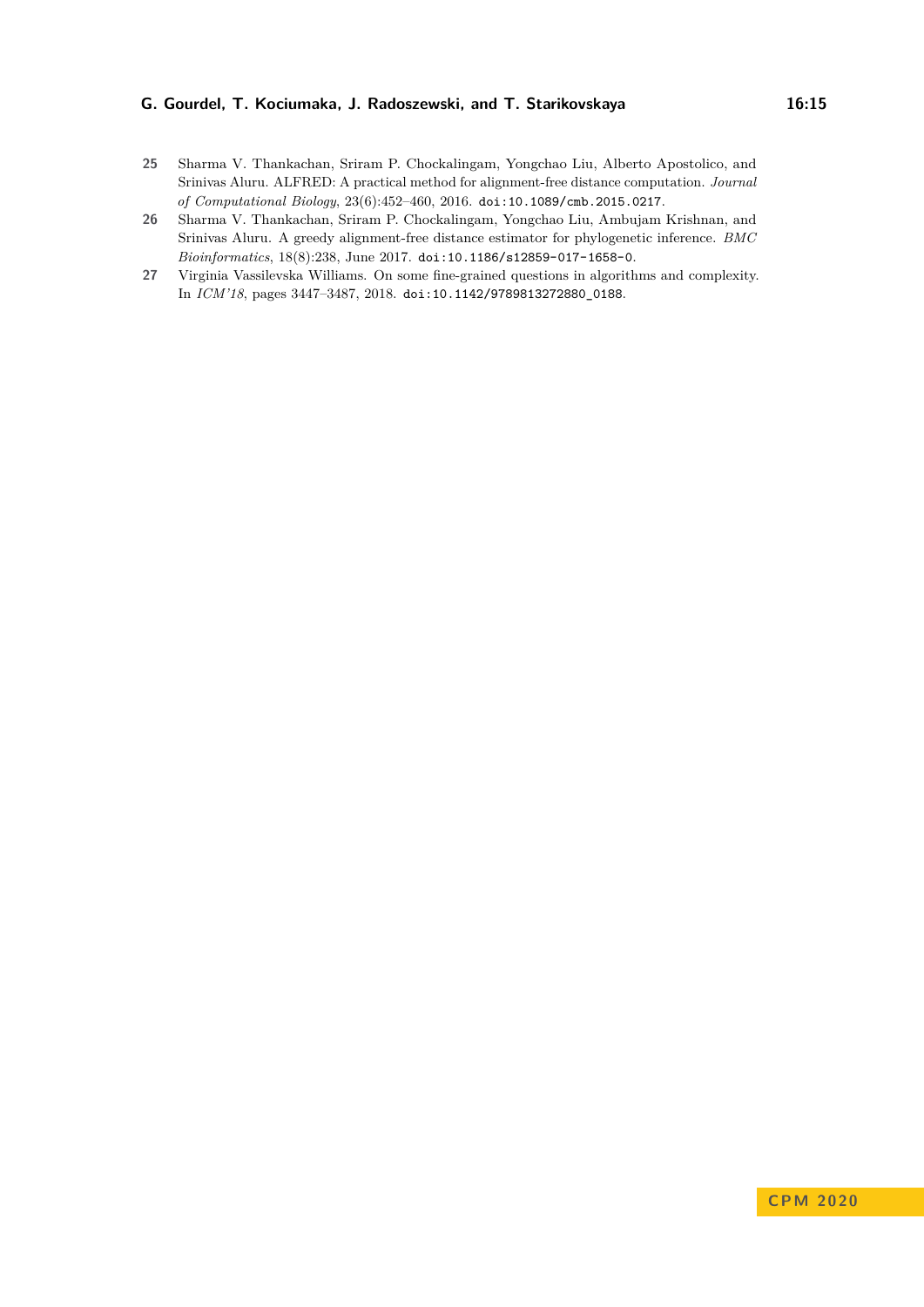25 Sharma V. Thankachan, Sriram P. Chockalingam, Yongchao Liu, Alberto Apostolico, and Srinivas Aluru. ALFRED: A practical method for alignment-free distance computation. *Journal of Computational Biology*, 23(6):452–460, 2016. doi:10.1089/cmb.2015.0217.

26 Sharma V. Thankachan, Sriram P. Chockalingam, Yongchao Liu, Ambujam Krishnan, and Srinivas Aluru. A greedy alignment-free distance estimator for phylogenetic inference. *BMC Bioinformatics*, 18(8):238, June 2017. doi:10.1186/s12859-017-1658-0.

27 Virginia Vassilevska Williams. On some fine-grained questions in algorithms and complexity. In *ICM'18*, pages 3447–3487, 2018. doi:10.1142/9789813272880_0188.